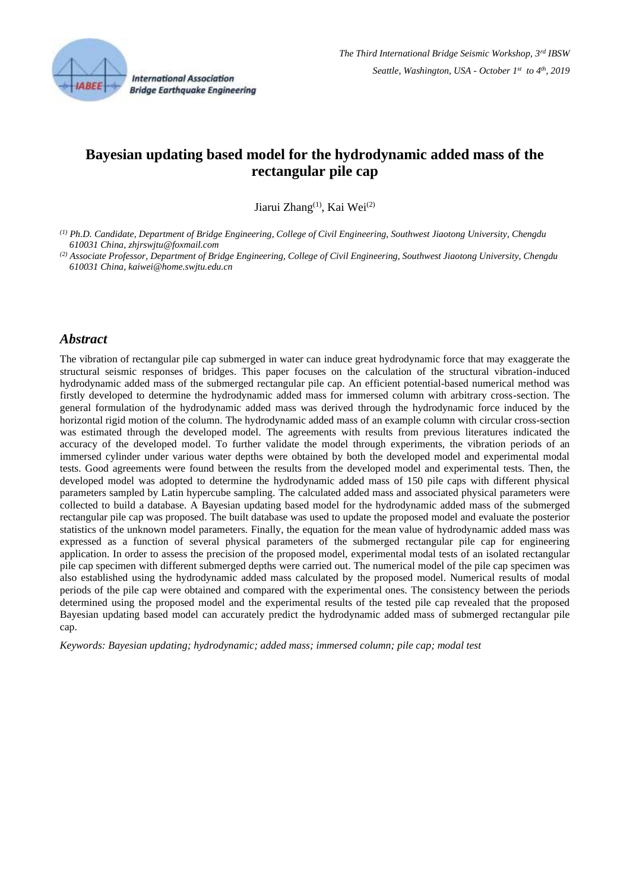# Bayesian updating based model for the hydrodynamic added mass of the rectangular pile cap

Jiarui Zhang[(1)], Kai Wei[(2)]

[(1)] *Ph.D. Candidate, Department of Bridge Engineering, College of Civil Engineering, Southwest Jiaotong University, Chengdu 610031 China, zhjrswjtu@foxmail.com*

[(2)] *Associate Professor, Department of Bridge Engineering, College of Civil Engineering, Southwest Jiaotong University, Chengdu 610031 China, kaiwei@home.swjtu.edu.cn*

## *Abstract*

The vibration of rectangular pile cap submerged in water can induce great hydrodynamic force that may exaggerate the structural seismic responses of bridges. This paper focuses on the calculation of the structural vibration-induced hydrodynamic added mass of the submerged rectangular pile cap. An efficient potential-based numerical method was firstly developed to determine the hydrodynamic added mass for immersed column with arbitrary cross-section. The general formulation of the hydrodynamic added mass was derived through the hydrodynamic force induced by the horizontal rigid motion of the column. The hydrodynamic added mass of an example column with circular cross-section was estimated through the developed model. The agreements with results from previous literatures indicated the accuracy of the developed model. To further validate the model through experiments, the vibration periods of an immersed cylinder under various water depths were obtained by both the developed model and experimental modal tests. Good agreements were found between the results from the developed model and experimental tests. Then, the developed model was adopted to determine the hydrodynamic added mass of 150 pile caps with different physical parameters sampled by Latin hypercube sampling. The calculated added mass and associated physical parameters were collected to build a database. A Bayesian updating based model for the hydrodynamic added mass of the submerged rectangular pile cap was proposed. The built database was used to update the proposed model and evaluate the posterior statistics of the unknown model parameters. Finally, the equation for the mean value of hydrodynamic added mass was expressed as a function of several physical parameters of the submerged rectangular pile cap for engineering application. In order to assess the precision of the proposed model, experimental modal tests of an isolated rectangular pile cap specimen with different submerged depths were carried out. The numerical model of the pile cap specimen was also established using the hydrodynamic added mass calculated by the proposed model. Numerical results of modal periods of the pile cap were obtained and compared with the experimental ones. The consistency between the periods determined using the proposed model and the experimental results of the tested pile cap revealed that the proposed Bayesian updating based model can accurately predict the hydrodynamic added mass of submerged rectangular pile cap.

*Keywords: Bayesian updating; hydrodynamic; added mass; immersed column; pile cap; modal test*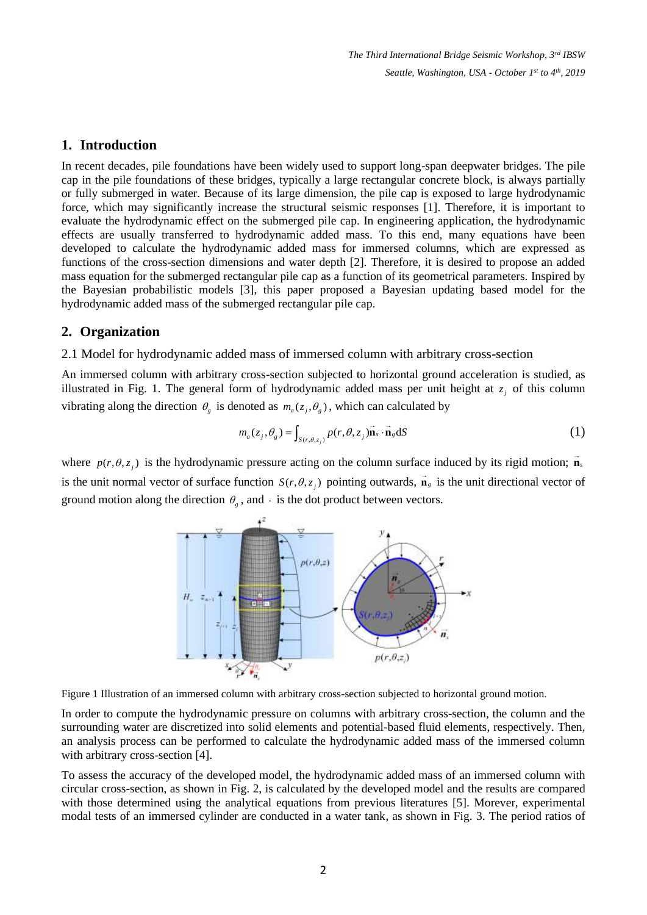## 1. Introduction

In recent decades, pile foundations have been widely used to support long-span deepwater bridges. The pile cap in the pile foundations of these bridges, typically a large rectangular concrete block, is always partially or fully submerged in water. Because of its large dimension, the pile cap is exposed to large hydrodynamic force, which may significantly increase the structural seismic responses [1]. Therefore, it is important to evaluate the hydrodynamic effect on the submerged pile cap. In engineering application, the hydrodynamic effects are usually transferred to hydrodynamic added mass. To this end, many equations have been developed to calculate the hydrodynamic added mass for immersed columns, which are expressed as functions of the cross-section dimensions and water depth [2]. Therefore, it is desired to propose an added mass equation for the submerged rectangular pile cap as a function of its geometrical parameters. Inspired by the Bayesian probabilistic models [3], this paper proposed a Bayesian updating based model for the hydrodynamic added mass of the submerged rectangular pile cap.

## 2. Organization

### 2.1 Model for hydrodynamic added mass of immersed column with arbitrary cross-section

An immersed column with arbitrary cross-section subjected to horizontal ground acceleration is studied, as illustrated in Fig. 1. The general form of hydrodynamic added mass per unit height at $z_j$ of this column vibrating along the direction $\theta_g$ is denoted as $m_a(z_j,\theta_g)$, which can calculated by

$$m_a(z_j,\theta_g) = \int_{S(r,\theta,z_j)} p(r,\theta,z_j)\vec{\mathbf{n}}_s \cdot \vec{\mathbf{n}}_g \mathrm{d}S \tag{1}$$

where $p(r,\theta,z_j)$ is the hydrodynamic pressure acting on the column surface induced by its rigid motion; $\vec{\mathbf{n}}_s$ is the unit normal vector of surface function $S(r,\theta,z_j)$ pointing outwards, $\vec{\mathbf{n}}_g$ is the unit directional vector of ground motion along the direction $\theta_g$, and $\cdot$ is the dot product between vectors.

Figure 1 Illustration of an immersed column with arbitrary cross-section subjected to horizontal ground motion.

In order to compute the hydrodynamic pressure on columns with arbitrary cross-section, the column and the surrounding water are discretized into solid elements and potential-based fluid elements, respectively. Then, an analysis process can be performed to calculate the hydrodynamic added mass of the immersed column with arbitrary cross-section [4].

To assess the accuracy of the developed model, the hydrodynamic added mass of an immersed column with circular cross-section, as shown in Fig. 2, is calculated by the developed model and the results are compared with those determined using the analytical equations from previous literatures [5]. Morever, experimental modal tests of an immersed cylinder are conducted in a water tank, as shown in Fig. 3. The period ratios of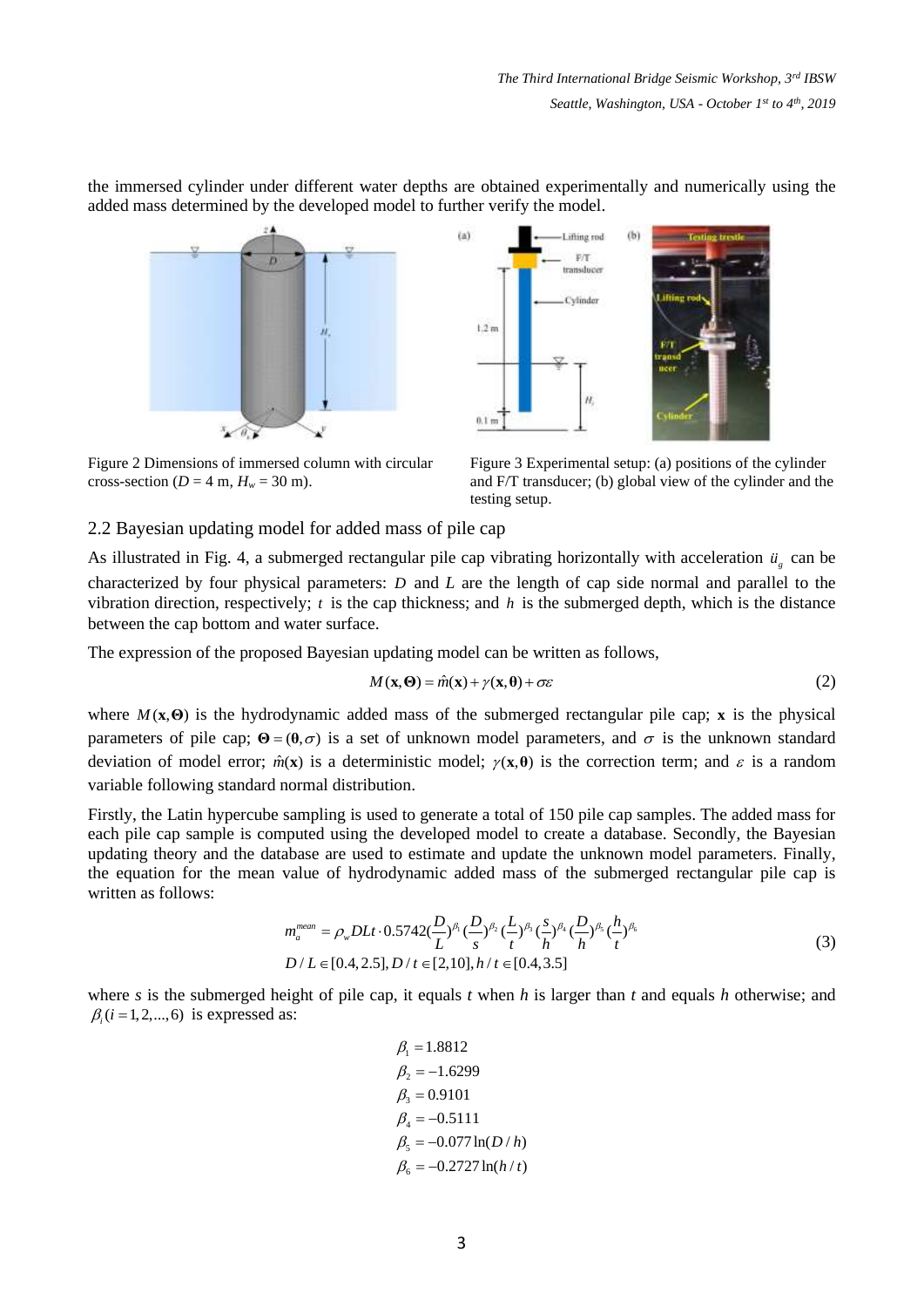the immersed cylinder under different water depths are obtained experimentally and numerically using the added mass determined by the developed model to further verify the model.

Figure 2 Dimensions of immersed column with circular cross-section ($D$ = 4 m, $H_w$ = 30 m).

Figure 3 Experimental setup: (a) positions of the cylinder and F/T transducer; (b) global view of the cylinder and the testing setup.

## 2.2 Bayesian updating model for added mass of pile cap

As illustrated in Fig. 4, a submerged rectangular pile cap vibrating horizontally with acceleration $\ddot{u}_g$ can be characterized by four physical parameters: $D$ and $L$ are the length of cap side normal and parallel to the vibration direction, respectively; $t$ is the cap thickness; and $h$ is the submerged depth, which is the distance between the cap bottom and water surface.

The expression of the proposed Bayesian updating model can be written as follows,

$$M(\mathbf{x}, \mathbf{\Theta}) = \hat{m}(\mathbf{x}) + \gamma(\mathbf{x}, \mathbf{\theta}) + \sigma\varepsilon \tag{2}$$

where $M(\mathbf{x}, \mathbf{\Theta})$ is the hydrodynamic added mass of the submerged rectangular pile cap; $\mathbf{x}$ is the physical parameters of pile cap; $\mathbf{\Theta} = (\mathbf{\theta}, \sigma)$ is a set of unknown model parameters, and $\sigma$ is the unknown standard deviation of model error; $\hat{m}(\mathbf{x})$ is a deterministic model; $\gamma(\mathbf{x}, \mathbf{\theta})$ is the correction term; and $\varepsilon$ is a random variable following standard normal distribution.

Firstly, the Latin hypercube sampling is used to generate a total of 150 pile cap samples. The added mass for each pile cap sample is computed using the developed model to create a database. Secondly, the Bayesian updating theory and the database are used to estimate and update the unknown model parameters. Finally, the equation for the mean value of hydrodynamic added mass of the submerged rectangular pile cap is written as follows:

$$\begin{aligned} m_a^{mean} &= \rho_w DLt \cdot 0.5742 \left(\frac{D}{L}\right)^{\beta_1} \left(\frac{D}{s}\right)^{\beta_2} \left(\frac{L}{t}\right)^{\beta_3} \left(\frac{s}{h}\right)^{\beta_4} \left(\frac{D}{h}\right)^{\beta_5} \left(\frac{h}{t}\right)^{\beta_6} \\ D/L &\in [0.4, 2.5], D/t \in [2, 10], h/t \in [0.4, 3.5] \end{aligned} \tag{3}$$

where $s$ is the submerged height of pile cap, it equals $t$ when $h$ is larger than $t$ and equals $h$ otherwise; and $\beta_i (i = 1, 2, ..., 6)$ is expressed as:

$$\begin{aligned} \beta_1 &= 1.8812 \\ \beta_2 &= -1.6299 \\ \beta_3 &= 0.9101 \\ \beta_4 &= -0.5111 \\ \beta_5 &= -0.077 \ln(D/h) \\ \beta_6 &= -0.2727 \ln(h/t) \end{aligned}$$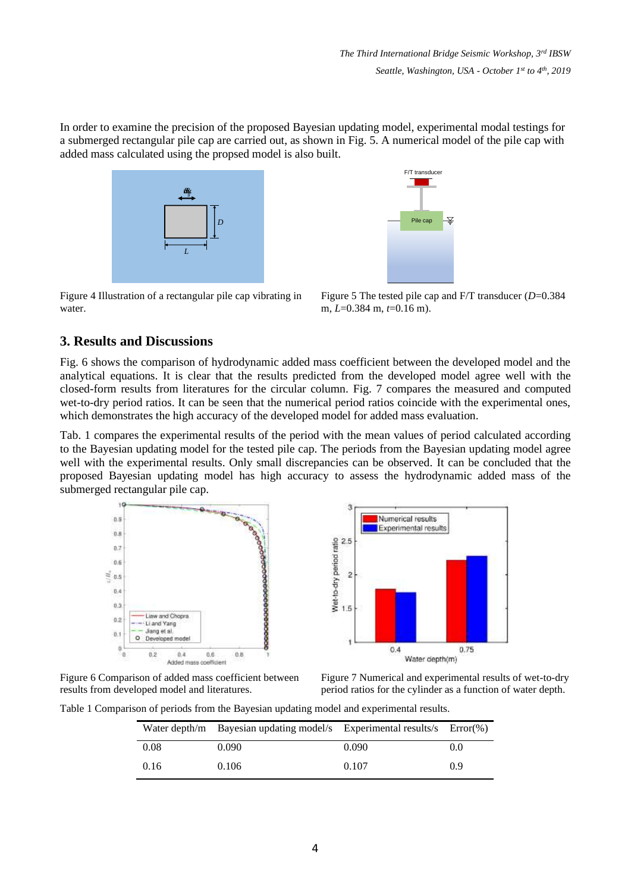In order to examine the precision of the proposed Bayesian updating model, experimental modal testings for a submerged rectangular pile cap are carried out, as shown in Fig. 5. A numerical model of the pile cap with added mass calculated using the propsed model is also built.

Figure 4 Illustration of a rectangular pile cap vibrating in water.

Figure 5 The tested pile cap and F/T transducer ($D$=0.384 m, $L$=0.384 m, $t$=0.16 m).

## 3. Results and Discussions

Fig. 6 shows the comparison of hydrodynamic added mass coefficient between the developed model and the analytical equations. It is clear that the results predicted from the developed model agree well with the closed-form results from literatures for the circular column. Fig. 7 compares the measured and computed wet-to-dry period ratios. It can be seen that the numerical period ratios coincide with the experimental ones, which demonstrates the high accuracy of the developed model for added mass evaluation.

Tab. 1 compares the experimental results of the period with the mean values of period calculated according to the Bayesian updating model for the tested pile cap. The periods from the Bayesian updating model agree well with the experimental results. Only small discrepancies can be observed. It can be concluded that the proposed Bayesian updating model has high accuracy to assess the hydrodynamic added mass of the submerged rectangular pile cap.

Figure 6 Comparison of added mass coefficient between results from developed model and literatures.

Figure 7 Numerical and experimental results of wet-to-dry period ratios for the cylinder as a function of water depth.

Table 1 Comparison of periods from the Bayesian updating model and experimental results.

| Water depth/m | Bayesian updating model/s | Experimental results/s | Error(%) |
|---|---|---|---|
| 0.08 | 0.090 | 0.090 | 0.0 |
| 0.16 | 0.106 | 0.107 | 0.9 |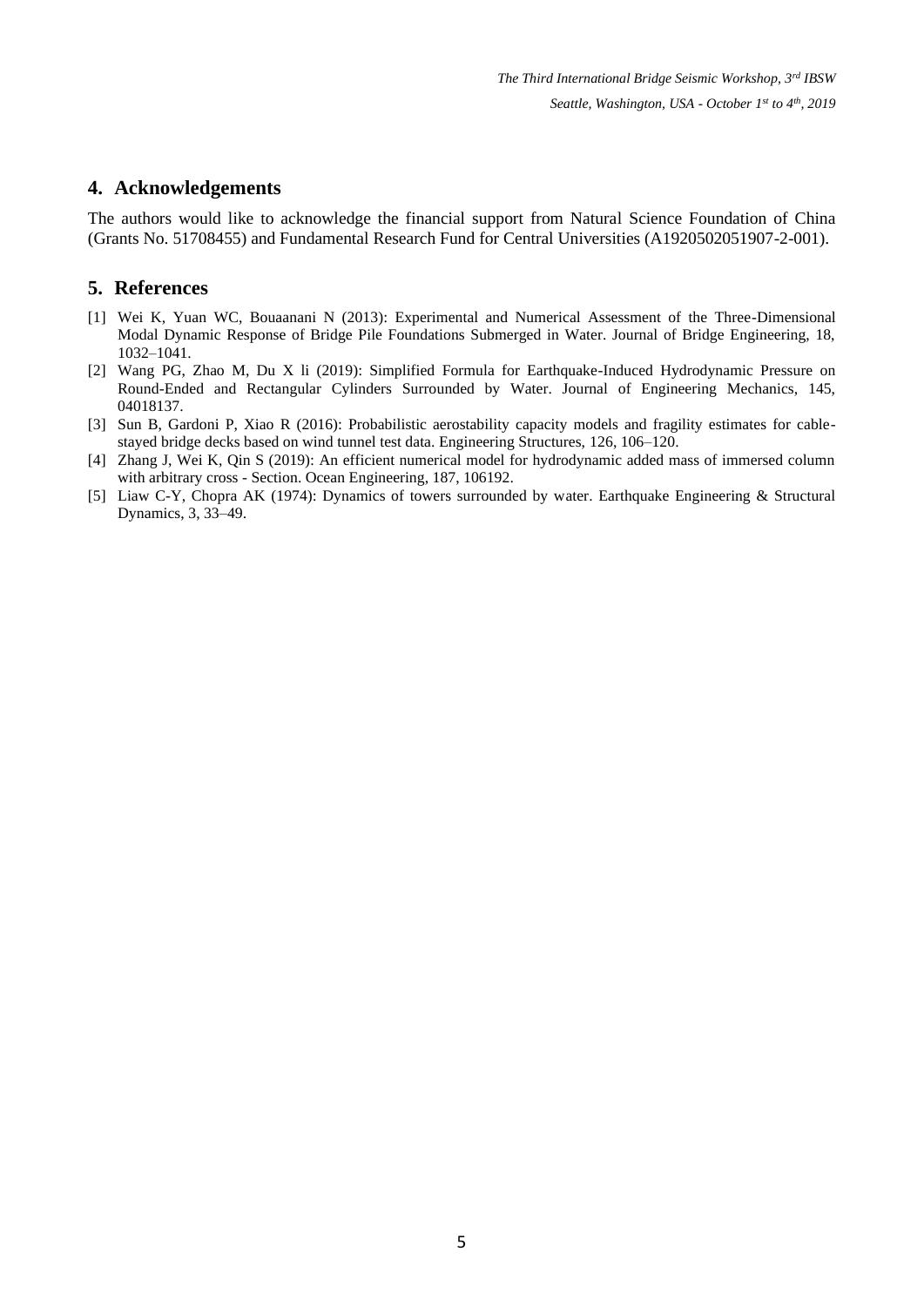## 4. Acknowledgements

The authors would like to acknowledge the financial support from Natural Science Foundation of China (Grants No. 51708455) and Fundamental Research Fund for Central Universities (A1920502051907-2-001).

## 5. References

[1] Wei K, Yuan WC, Bouaanani N (2013): Experimental and Numerical Assessment of the Three-Dimensional Modal Dynamic Response of Bridge Pile Foundations Submerged in Water. Journal of Bridge Engineering, 18, 1032–1041.

[2] Wang PG, Zhao M, Du X li (2019): Simplified Formula for Earthquake-Induced Hydrodynamic Pressure on Round-Ended and Rectangular Cylinders Surrounded by Water. Journal of Engineering Mechanics, 145, 04018137.

[3] Sun B, Gardoni P, Xiao R (2016): Probabilistic aerostability capacity models and fragility estimates for cable-stayed bridge decks based on wind tunnel test data. Engineering Structures, 126, 106–120.

[4] Zhang J, Wei K, Qin S (2019): An efficient numerical model for hydrodynamic added mass of immersed column with arbitrary cross - Section. Ocean Engineering, 187, 106192.

[5] Liaw C-Y, Chopra AK (1974): Dynamics of towers surrounded by water. Earthquake Engineering & Structural Dynamics, 3, 33–49.